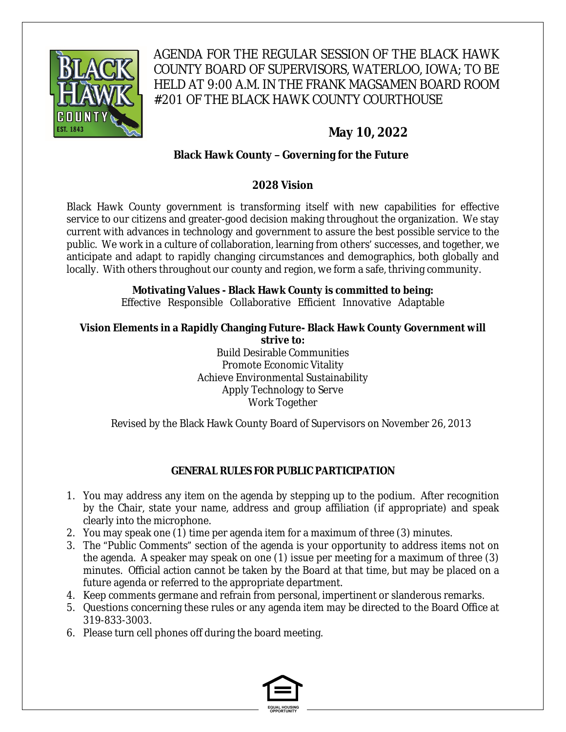# AGENDA FOR THE REGULAR SESSION OF THE BLACK HAWK COUNTY BOARD OF SUPERVISORS, WATERLOO, IOWA; TO BE HELD AT 9:00 A.M. IN THE FRANK MAGSAMEN BOARD ROOM #201 OF THE BLACK HAWK COUNTY COURTHOUSE

## May 10, 2022

**Black Hawk County – Governing for the Future**

### 2028 Vision

Black Hawk County government is transforming itself with new capabilities for effective service to our citizens and greater-good decision making throughout the organization. We stay current with advances in technology and government to assure the best possible service to the public. We work in a culture of collaboration, learning from others' successes, and together, we anticipate and adapt to rapidly changing circumstances and demographics, both globally and locally. With others throughout our county and region, we form a safe, thriving community.

**Motivating Values - Black Hawk County is committed to being:**
Effective Responsible Collaborative Efficient Innovative Adaptable

**Vision Elements in a Rapidly Changing Future- Black Hawk County Government will strive to:**
Build Desirable Communities
Promote Economic Vitality
Achieve Environmental Sustainability
Apply Technology to Serve
Work Together

Revised by the Black Hawk County Board of Supervisors on November 26, 2013

### GENERAL RULES FOR PUBLIC PARTICIPATION

1. You may address any item on the agenda by stepping up to the podium. After recognition by the Chair, state your name, address and group affiliation (if appropriate) and speak clearly into the microphone.
2. You may speak one (1) time per agenda item for a maximum of three (3) minutes.
3. The "Public Comments" section of the agenda is your opportunity to address items not on the agenda. A speaker may speak on one (1) issue per meeting for a maximum of three (3) minutes. Official action cannot be taken by the Board at that time, but may be placed on a future agenda or referred to the appropriate department.
4. Keep comments germane and refrain from personal, impertinent or slanderous remarks.
5. Questions concerning these rules or any agenda item may be directed to the Board Office at 319-833-3003.
6. Please turn cell phones off during the board meeting.

EQUAL HOUSING OPPORTUNITY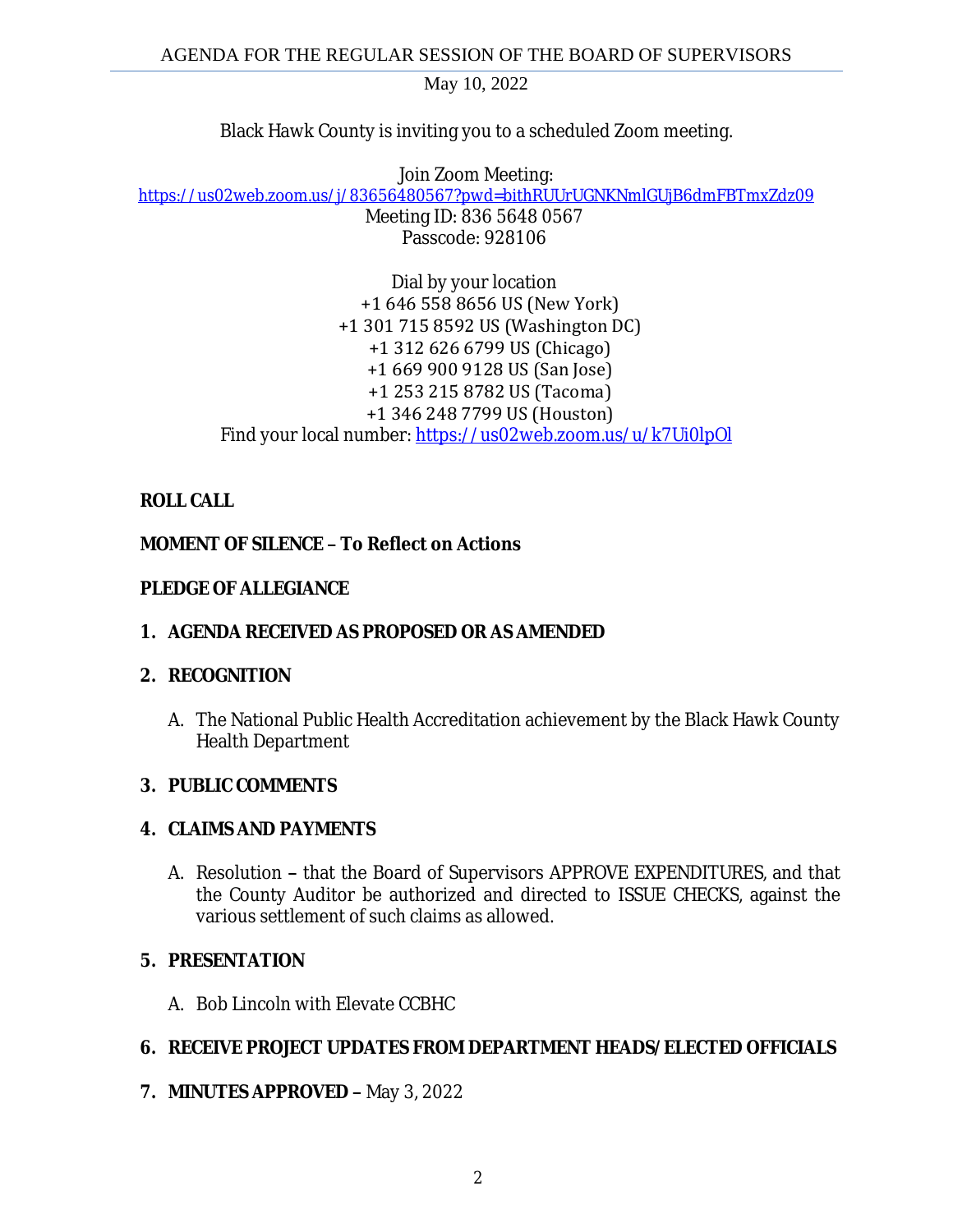May 10, 2022

Black Hawk County is inviting you to a scheduled Zoom meeting.

Join Zoom Meeting:
https://us02web.zoom.us/j/83656480567?pwd=bithRUUrUGNKNmlGUjB6dmFBTmxZdz09
Meeting ID: 836 5648 0567
Passcode: 928106

Dial by your location
+1 646 558 8656 US (New York)
+1 301 715 8592 US (Washington DC)
+1 312 626 6799 US (Chicago)
+1 669 900 9128 US (San Jose)
+1 253 215 8782 US (Tacoma)
+1 346 248 7799 US (Houston)
Find your local number: https://us02web.zoom.us/u/k7Ui0lpOl

**ROLL CALL**

**MOMENT OF SILENCE – To Reflect on Actions**

**PLEDGE OF ALLEGIANCE**

1. **AGENDA RECEIVED AS PROPOSED OR AS AMENDED**

2. **RECOGNITION**

   A. The National Public Health Accreditation achievement by the Black Hawk County Health Department

3. **PUBLIC COMMENTS**

4. **CLAIMS AND PAYMENTS**

   A. Resolution – that the Board of Supervisors APPROVE EXPENDITURES, and that the County Auditor be authorized and directed to ISSUE CHECKS, against the various settlement of such claims as allowed.

5. **PRESENTATION**

   A. Bob Lincoln with Elevate CCBHC

6. **RECEIVE PROJECT UPDATES FROM DEPARTMENT HEADS/ELECTED OFFICIALS**

7. **MINUTES APPROVED –** May 3, 2022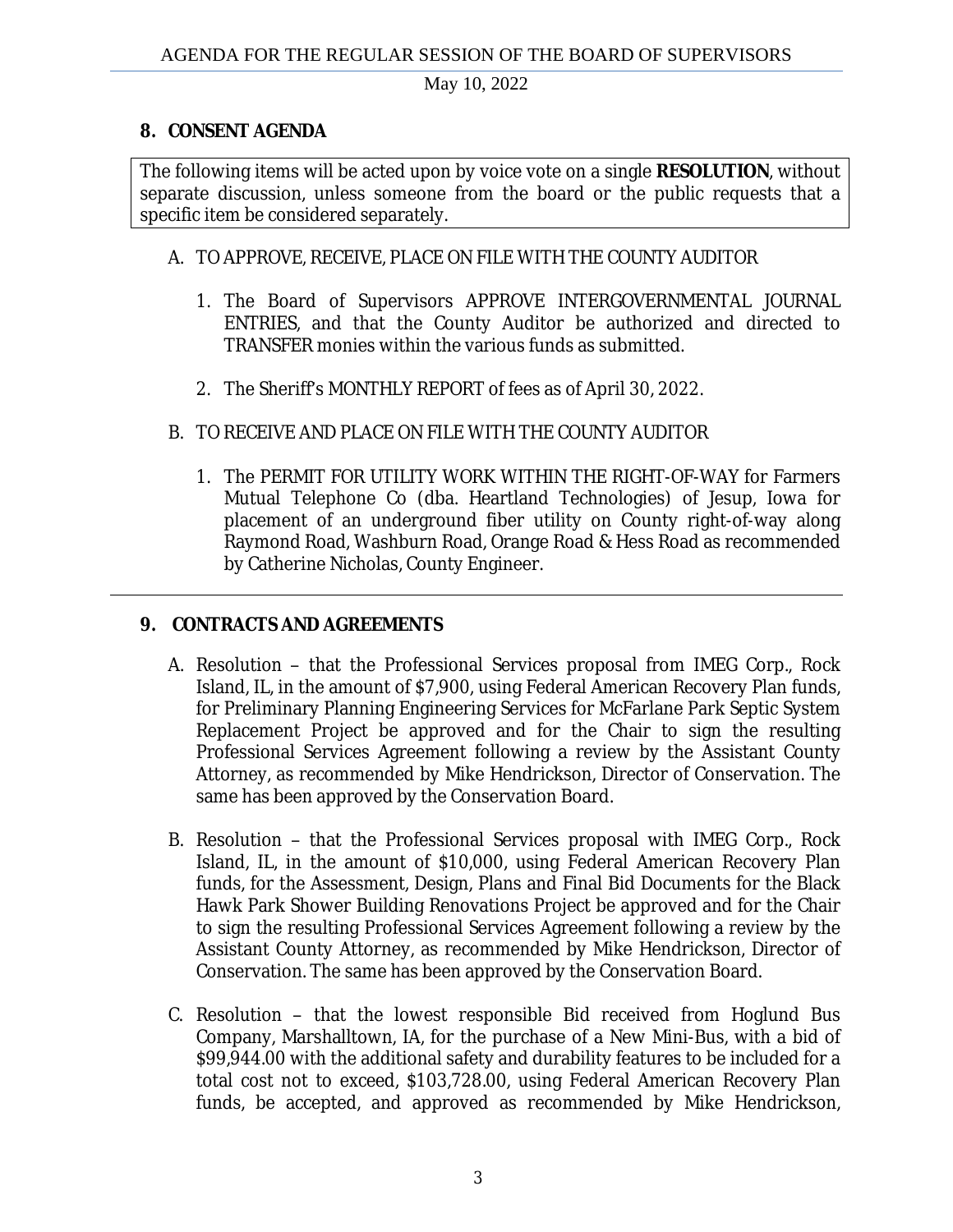## 8. CONSENT AGENDA

The following items will be acted upon by voice vote on a single **RESOLUTION**, without separate discussion, unless someone from the board or the public requests that a specific item be considered separately.

A. TO APPROVE, RECEIVE, PLACE ON FILE WITH THE COUNTY AUDITOR

1. The Board of Supervisors APPROVE INTERGOVERNMENTAL JOURNAL ENTRIES, and that the County Auditor be authorized and directed to TRANSFER monies within the various funds as submitted.

2. The Sheriff's MONTHLY REPORT of fees as of April 30, 2022.

B. TO RECEIVE AND PLACE ON FILE WITH THE COUNTY AUDITOR

1. The PERMIT FOR UTILITY WORK WITHIN THE RIGHT-OF-WAY for Farmers Mutual Telephone Co (dba. Heartland Technologies) of Jesup, Iowa for placement of an underground fiber utility on County right-of-way along Raymond Road, Washburn Road, Orange Road & Hess Road as recommended by Catherine Nicholas, County Engineer.

---

## 9. CONTRACTS AND AGREEMENTS

A. Resolution – that the Professional Services proposal from IMEG Corp., Rock Island, IL, in the amount of $7,900, using Federal American Recovery Plan funds, for Preliminary Planning Engineering Services for McFarlane Park Septic System Replacement Project be approved and for the Chair to sign the resulting Professional Services Agreement following a review by the Assistant County Attorney, as recommended by Mike Hendrickson, Director of Conservation. The same has been approved by the Conservation Board.

B. Resolution – that the Professional Services proposal with IMEG Corp., Rock Island, IL, in the amount of $10,000, using Federal American Recovery Plan funds, for the Assessment, Design, Plans and Final Bid Documents for the Black Hawk Park Shower Building Renovations Project be approved and for the Chair to sign the resulting Professional Services Agreement following a review by the Assistant County Attorney, as recommended by Mike Hendrickson, Director of Conservation. The same has been approved by the Conservation Board.

C. Resolution – that the lowest responsible Bid received from Hoglund Bus Company, Marshalltown, IA, for the purchase of a New Mini-Bus, with a bid of $99,944.00 with the additional safety and durability features to be included for a total cost not to exceed, $103,728.00, using Federal American Recovery Plan funds, be accepted, and approved as recommended by Mike Hendrickson,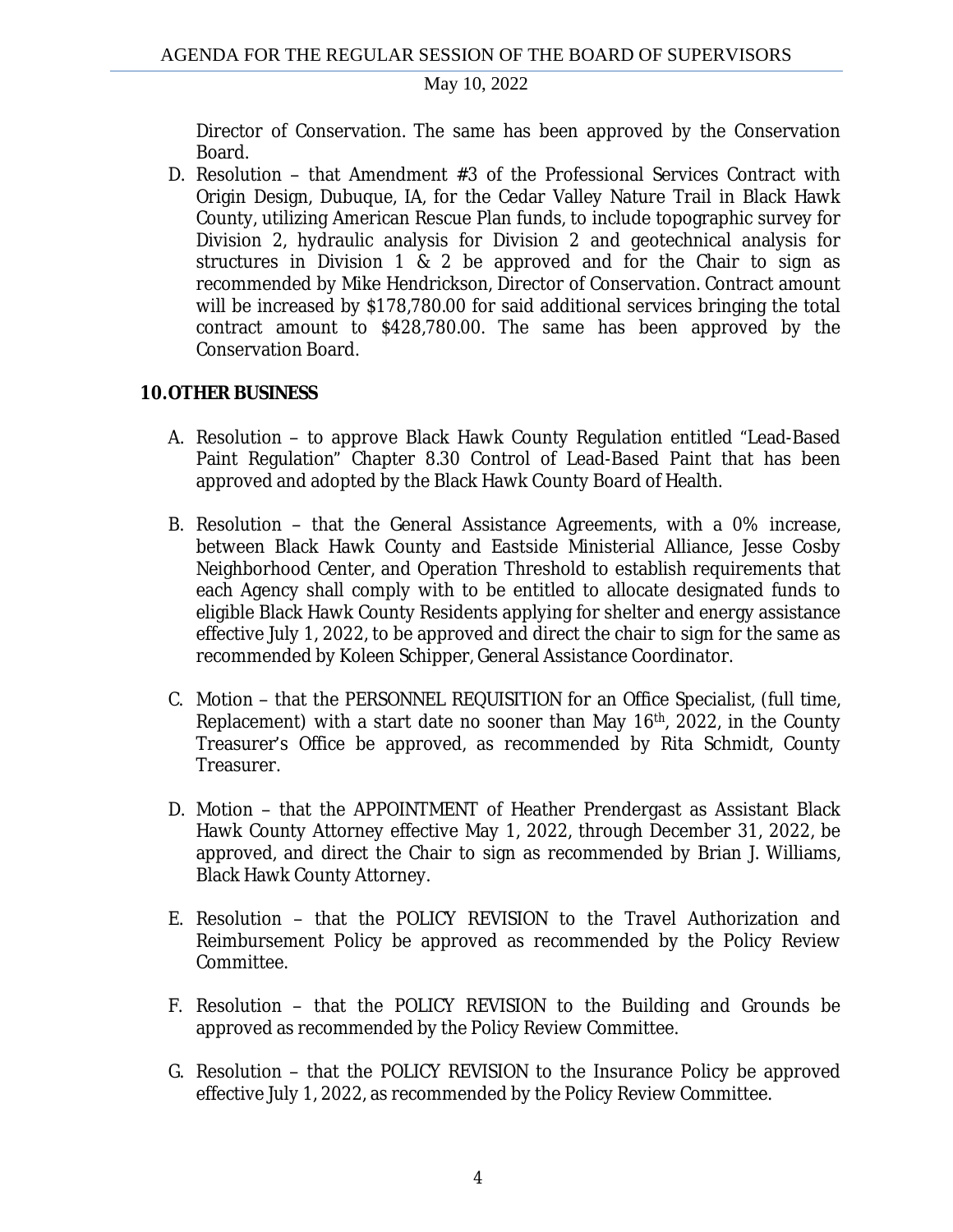Director of Conservation. The same has been approved by the Conservation Board.

D. Resolution – that Amendment #3 of the Professional Services Contract with Origin Design, Dubuque, IA, for the Cedar Valley Nature Trail in Black Hawk County, utilizing American Rescue Plan funds, to include topographic survey for Division 2, hydraulic analysis for Division 2 and geotechnical analysis for structures in Division 1 & 2 be approved and for the Chair to sign as recommended by Mike Hendrickson, Director of Conservation. Contract amount will be increased by $178,780.00 for said additional services bringing the total contract amount to $428,780.00. The same has been approved by the Conservation Board.

**10. OTHER BUSINESS**

A. Resolution – to approve Black Hawk County Regulation entitled "Lead-Based Paint Regulation" Chapter 8.30 Control of Lead-Based Paint that has been approved and adopted by the Black Hawk County Board of Health.

B. Resolution – that the General Assistance Agreements, with a 0% increase, between Black Hawk County and Eastside Ministerial Alliance, Jesse Cosby Neighborhood Center, and Operation Threshold to establish requirements that each Agency shall comply with to be entitled to allocate designated funds to eligible Black Hawk County Residents applying for shelter and energy assistance effective July 1, 2022, to be approved and direct the chair to sign for the same as recommended by Koleen Schipper, General Assistance Coordinator.

C. Motion – that the PERSONNEL REQUISITION for an Office Specialist, (full time, Replacement) with a start date no sooner than May 16th, 2022, in the County Treasurer's Office be approved, as recommended by Rita Schmidt, County Treasurer.

D. Motion – that the APPOINTMENT of Heather Prendergast as Assistant Black Hawk County Attorney effective May 1, 2022, through December 31, 2022, be approved, and direct the Chair to sign as recommended by Brian J. Williams, Black Hawk County Attorney.

E. Resolution – that the POLICY REVISION to the Travel Authorization and Reimbursement Policy be approved as recommended by the Policy Review Committee.

F. Resolution – that the POLICY REVISION to the Building and Grounds be approved as recommended by the Policy Review Committee.

G. Resolution – that the POLICY REVISION to the Insurance Policy be approved effective July 1, 2022, as recommended by the Policy Review Committee.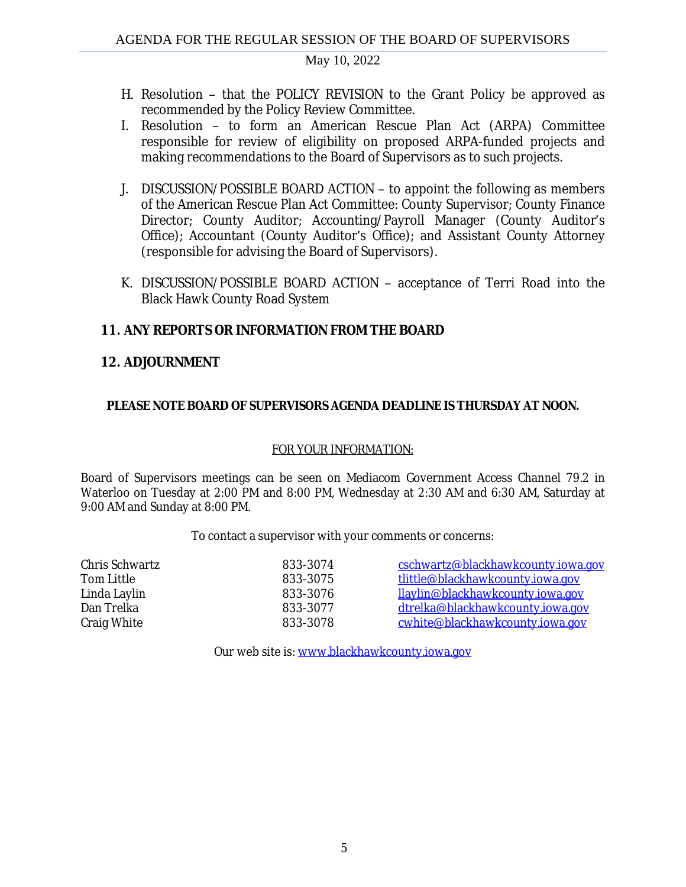H. Resolution – that the POLICY REVISION to the Grant Policy be approved as recommended by the Policy Review Committee.
I. Resolution – to form an American Rescue Plan Act (ARPA) Committee responsible for review of eligibility on proposed ARPA-funded projects and making recommendations to the Board of Supervisors as to such projects.

J. DISCUSSION/POSSIBLE BOARD ACTION – to appoint the following as members of the American Rescue Plan Act Committee: County Supervisor; County Finance Director; County Auditor; Accounting/Payroll Manager (County Auditor's Office); Accountant (County Auditor's Office); and Assistant County Attorney (responsible for advising the Board of Supervisors).

K. DISCUSSION/POSSIBLE BOARD ACTION – acceptance of Terri Road into the Black Hawk County Road System

**11. ANY REPORTS OR INFORMATION FROM THE BOARD**

**12. ADJOURNMENT**

**PLEASE NOTE BOARD OF SUPERVISORS AGENDA DEADLINE IS THURSDAY AT NOON.**

FOR YOUR INFORMATION:

Board of Supervisors meetings can be seen on Mediacom Government Access Channel 79.2 in Waterloo on Tuesday at 2:00 PM and 8:00 PM, Wednesday at 2:30 AM and 6:30 AM, Saturday at 9:00 AM and Sunday at 8:00 PM.

To contact a supervisor with your comments or concerns:

| | | |
|---|---|---|
| Chris Schwartz | 833-3074 | cschwartz@blackhawkcounty.iowa.gov |
| Tom Little | 833-3075 | tlittle@blackhawkcounty.iowa.gov |
| Linda Laylin | 833-3076 | llaylin@blackhawkcounty.iowa.gov |
| Dan Trelka | 833-3077 | dtrelka@blackhawkcounty.iowa.gov |
| Craig White | 833-3078 | cwhite@blackhawkcounty.iowa.gov |

Our web site is: www.blackhawkcounty.iowa.gov